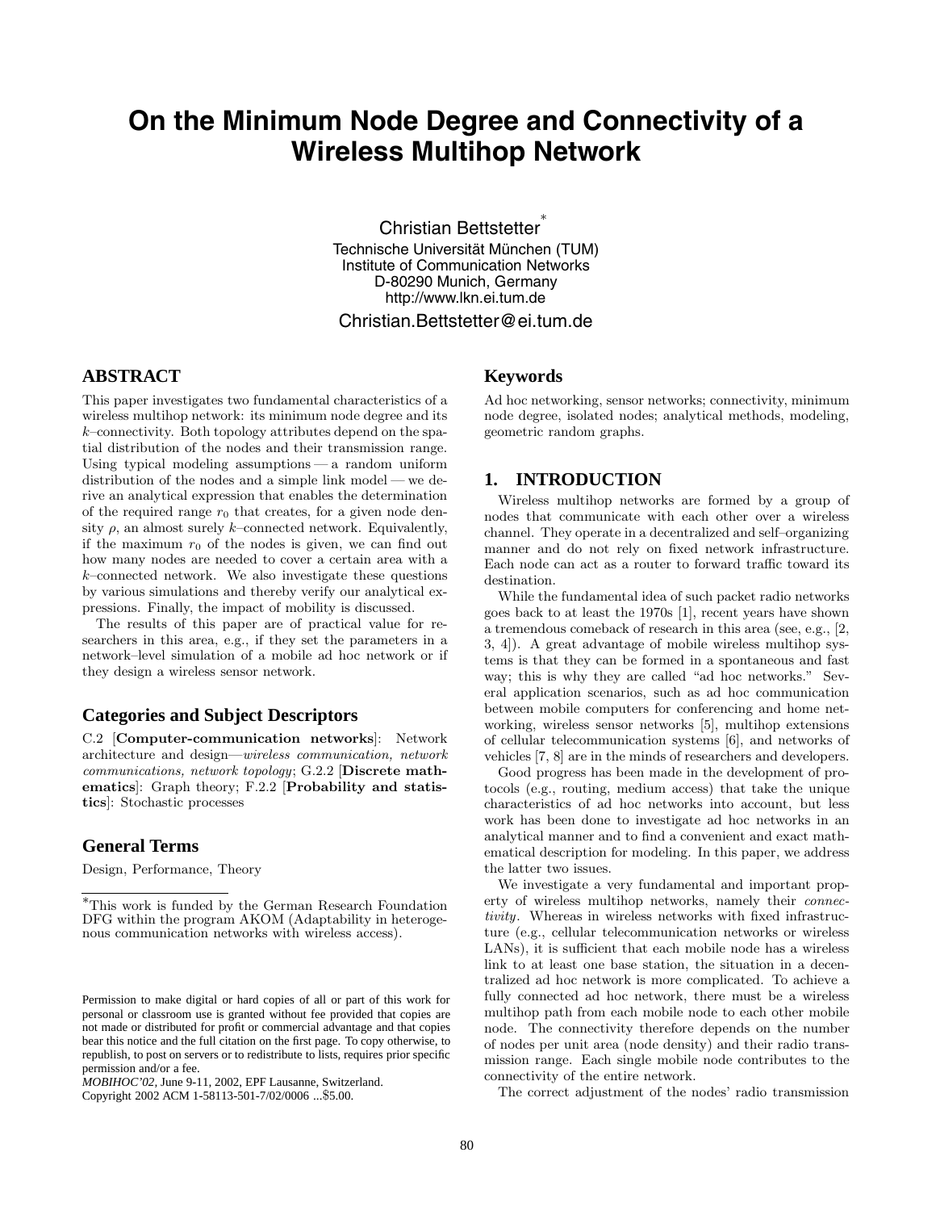# On the Minimum Node Degree and Connectivity of a Wireless Multihop Network

Christian Bettstetter[*]
Technische Universität München (TUM)
Institute of Communication Networks
D-80290 Munich, Germany
http://www.lkn.ei.tum.de
Christian.Bettstetter@ei.tum.de

## ABSTRACT

This paper investigates two fundamental characteristics of a wireless multihop network: its minimum node degree and its $k$–connectivity. Both topology attributes depend on the spatial distribution of the nodes and their transmission range. Using typical modeling assumptions — a random uniform distribution of the nodes and a simple link model — we derive an analytical expression that enables the determination of the required range $r_0$ that creates, for a given node density $\rho$, an almost surely $k$–connected network. Equivalently, if the maximum $r_0$ of the nodes is given, we can find out how many nodes are needed to cover a certain area with a $k$–connected network. We also investigate these questions by various simulations and thereby verify our analytical expressions. Finally, the impact of mobility is discussed.

The results of this paper are of practical value for researchers in this area, e.g., if they set the parameters in a network–level simulation of a mobile ad hoc network or if they design a wireless sensor network.

### Categories and Subject Descriptors

C.2 [**Computer-communication networks**]: Network architecture and design—*wireless communication, network communications, network topology*; G.2.2 [**Discrete mathematics**]: Graph theory; F.2.2 [**Probability and statistics**]: Stochastic processes

### General Terms

Design, Performance, Theory

[*]This work is funded by the German Research Foundation DFG within the program AKOM (Adaptability in heterogenous communication networks with wireless access).

Permission to make digital or hard copies of all or part of this work for personal or classroom use is granted without fee provided that copies are not made or distributed for profit or commercial advantage and that copies bear this notice and the full citation on the first page. To copy otherwise, to republish, to post on servers or to redistribute to lists, requires prior specific permission and/or a fee.
*MOBIHOC'02,* June 9-11, 2002, EPF Lausanne, Switzerland.
Copyright 2002 ACM 1-58113-501-7/02/0006 ...$5.00.

### Keywords

Ad hoc networking, sensor networks; connectivity, minimum node degree, isolated nodes; analytical methods, modeling, geometric random graphs.

## 1. INTRODUCTION

Wireless multihop networks are formed by a group of nodes that communicate with each other over a wireless channel. They operate in a decentralized and self–organizing manner and do not rely on fixed network infrastructure. Each node can act as a router to forward traffic toward its destination.

While the fundamental idea of such packet radio networks goes back to at least the 1970s [1], recent years have shown a tremendous comeback of research in this area (see, e.g., [2, 3, 4]). A great advantage of mobile wireless multihop systems is that they can be formed in a spontaneous and fast way; this is why they are called "ad hoc networks." Several application scenarios, such as ad hoc communication between mobile computers for conferencing and home networking, wireless sensor networks [5], multihop extensions of cellular telecommunication systems [6], and networks of vehicles [7, 8] are in the minds of researchers and developers.

Good progress has been made in the development of protocols (e.g., routing, medium access) that take the unique characteristics of ad hoc networks into account, but less work has been done to investigate ad hoc networks in an analytical manner and to find a convenient and exact mathematical description for modeling. In this paper, we address the latter two issues.

We investigate a very fundamental and important property of wireless multihop networks, namely their *connectivity*. Whereas in wireless networks with fixed infrastructure (e.g., cellular telecommunication networks or wireless LANs), it is sufficient that each mobile node has a wireless link to at least one base station, the situation in a decentralized ad hoc network is more complicated. To achieve a fully connected ad hoc network, there must be a wireless multihop path from each mobile node to each other mobile node. The connectivity therefore depends on the number of nodes per unit area (node density) and their radio transmission range. Each single mobile node contributes to the connectivity of the entire network.

The correct adjustment of the nodes' radio transmission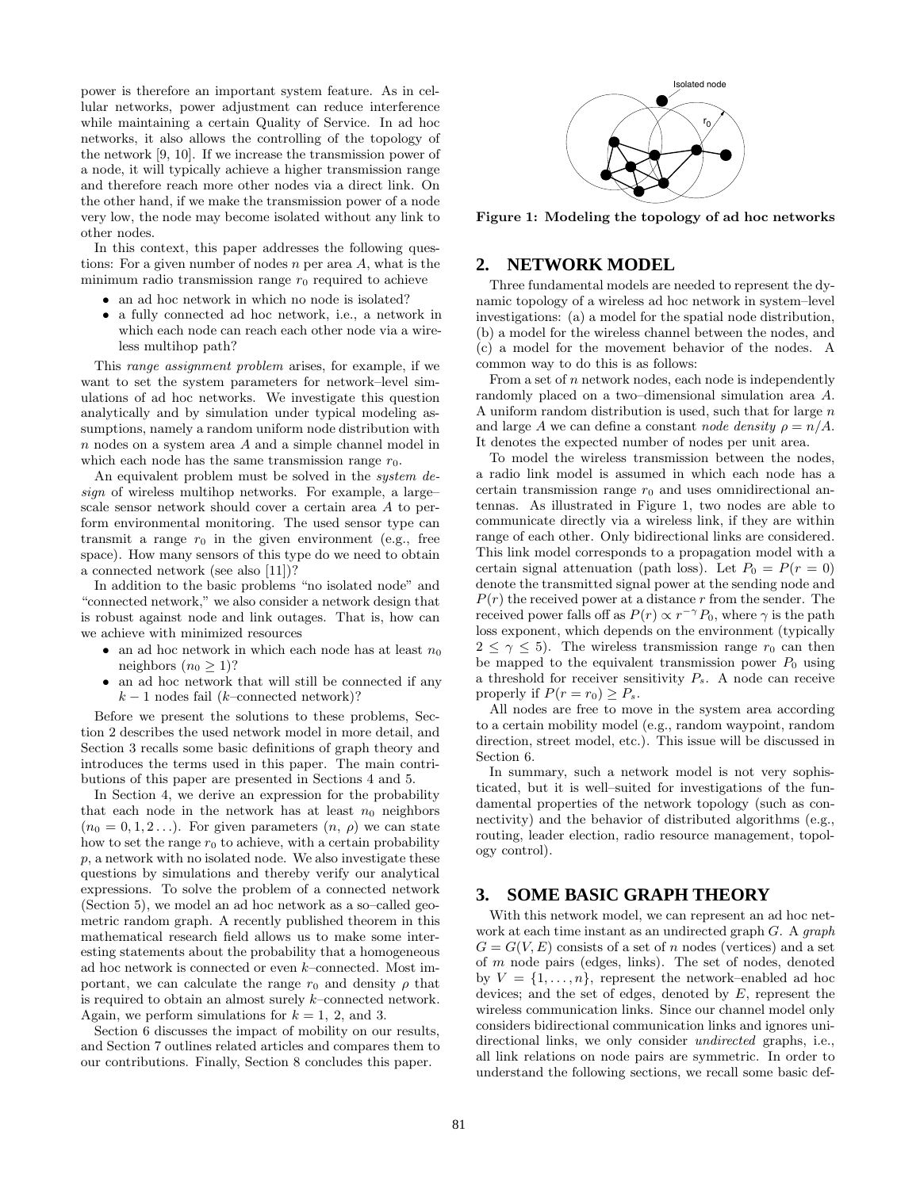power is therefore an important system feature. As in cellular networks, power adjustment can reduce interference while maintaining a certain Quality of Service. In ad hoc networks, it also allows the controlling of the topology of the network [9, 10]. If we increase the transmission power of a node, it will typically achieve a higher transmission range and therefore reach more other nodes via a direct link. On the other hand, if we make the transmission power of a node very low, the node may become isolated without any link to other nodes.

In this context, this paper addresses the following questions: For a given number of nodes $n$ per area $A$, what is the minimum radio transmission range $r_0$ required to achieve

- an ad hoc network in which no node is isolated?
- a fully connected ad hoc network, i.e., a network in which each node can reach each other node via a wireless multihop path?

This *range assignment problem* arises, for example, if we want to set the system parameters for network–level simulations of ad hoc networks. We investigate this question analytically and by simulation under typical modeling assumptions, namely a random uniform node distribution with $n$ nodes on a system area $A$ and a simple channel model in which each node has the same transmission range $r_0$.

An equivalent problem must be solved in the *system design* of wireless multihop networks. For example, a large–scale sensor network should cover a certain area $A$ to perform environmental monitoring. The used sensor type can transmit a range $r_0$ in the given environment (e.g., free space). How many sensors of this type do we need to obtain a connected network (see also [11])?

In addition to the basic problems "no isolated node" and "connected network," we also consider a network design that is robust against node and link outages. That is, how can we achieve with minimized resources

- an ad hoc network in which each node has at least $n_0$ neighbors ($n_0 \geq 1$)?
- an ad hoc network that will still be connected if any $k-1$ nodes fail ($k$–connected network)?

Before we present the solutions to these problems, Section 2 describes the used network model in more detail, and Section 3 recalls some basic definitions of graph theory and introduces the terms used in this paper. The main contributions of this paper are presented in Sections 4 and 5.

In Section 4, we derive an expression for the probability that each node in the network has at least $n_0$ neighbors ($n_0 = 0, 1, 2 \ldots$). For given parameters ($n$, $\rho$) we can state how to set the range $r_0$ to achieve, with a certain probability $p$, a network with no isolated node. We also investigate these questions by simulations and thereby verify our analytical expressions. To solve the problem of a connected network (Section 5), we model an ad hoc network as a so–called geometric random graph. A recently published theorem in this mathematical research field allows us to make some interesting statements about the probability that a homogeneous ad hoc network is connected or even $k$–connected. Most important, we can calculate the range $r_0$ and density $\rho$ that is required to obtain an almost surely $k$–connected network. Again, we perform simulations for $k = 1$, 2, and 3.

Section 6 discusses the impact of mobility on our results, and Section 7 outlines related articles and compares them to our contributions. Finally, Section 8 concludes this paper.

**Figure 1: Modeling the topology of ad hoc networks**

## 2. NETWORK MODEL

Three fundamental models are needed to represent the dynamic topology of a wireless ad hoc network in system–level investigations: (a) a model for the spatial node distribution, (b) a model for the wireless channel between the nodes, and (c) a model for the movement behavior of the nodes. A common way to do this is as follows:

From a set of $n$ network nodes, each node is independently randomly placed on a two–dimensional simulation area $A$. A uniform random distribution is used, such that for large $n$ and large $A$ we can define a constant *node density* $\rho = n/A$. It denotes the expected number of nodes per unit area.

To model the wireless transmission between the nodes, a radio link model is assumed in which each node has a certain transmission range $r_0$ and uses omnidirectional antennas. As illustrated in Figure 1, two nodes are able to communicate directly via a wireless link, if they are within range of each other. Only bidirectional links are considered. This link model corresponds to a propagation model with a certain signal attenuation (path loss). Let $P_0 = P(r = 0)$ denote the transmitted signal power at the sending node and $P(r)$ the received power at a distance $r$ from the sender. The received power falls off as $P(r) \propto r^{-\gamma} P_0$, where $\gamma$ is the path loss exponent, which depends on the environment (typically $2 \leq \gamma \leq 5$). The wireless transmission range $r_0$ can then be mapped to the equivalent transmission power $P_0$ using a threshold for receiver sensitivity $P_s$. A node can receive properly if $P(r = r_0) \geq P_s$.

All nodes are free to move in the system area according to a certain mobility model (e.g., random waypoint, random direction, street model, etc.). This issue will be discussed in Section 6.

In summary, such a network model is not very sophisticated, but it is well–suited for investigations of the fundamental properties of the network topology (such as connectivity) and the behavior of distributed algorithms (e.g., routing, leader election, radio resource management, topology control).

## 3. SOME BASIC GRAPH THEORY

With this network model, we can represent an ad hoc network at each time instant as an undirected graph $G$. A *graph* $G = G(V, E)$ consists of a set of $n$ nodes (vertices) and a set of $m$ node pairs (edges, links). The set of nodes, denoted by $V = \{1, \ldots, n\}$, represent the network–enabled ad hoc devices; and the set of edges, denoted by $E$, represent the wireless communication links. Since our channel model only considers bidirectional communication links and ignores unidirectional links, we only consider *undirected* graphs, i.e., all link relations on node pairs are symmetric. In order to understand the following sections, we recall some basic def-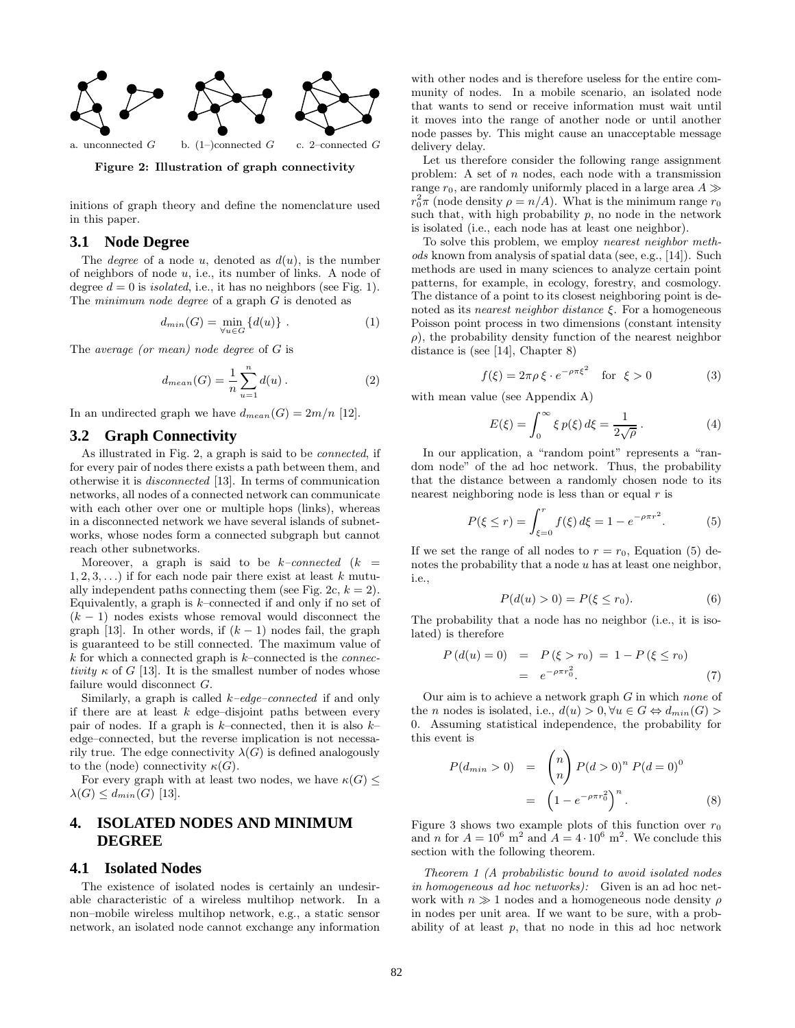a. unconnected $G$ b. (1–)connected $G$ c. 2–connected $G$

**Figure 2: Illustration of graph connectivity**

initions of graph theory and define the nomenclature used in this paper.

## 3.1 Node Degree

The *degree* of a node $u$, denoted as $d(u)$, is the number of neighbors of node $u$, i.e., its number of links. A node of degree $d = 0$ is *isolated*, i.e., it has no neighbors (see Fig. 1). The *minimum node degree* of a graph $G$ is denoted as

$$d_{min}(G) = \min_{\forall u \in G} \{d(u)\} \ . \tag{1}$$

The *average (or mean) node degree* of $G$ is

$$d_{mean}(G) = \frac{1}{n} \sum_{u=1}^{n} d(u) \, . \tag{2}$$

In an undirected graph we have $d_{mean}(G) = 2m/n$ [12].

## 3.2 Graph Connectivity

As illustrated in Fig. 2, a graph is said to be *connected*, if for every pair of nodes there exists a path between them, and otherwise it is *disconnected* [13]. In terms of communication networks, all nodes of a connected network can communicate with each other over one or multiple hops (links), whereas in a disconnected network we have several islands of subnetworks, whose nodes form a connected subgraph but cannot reach other subnetworks.

Moreover, a graph is said to be *k–connected* ($k = 1, 2, 3, \ldots$) if for each node pair there exist at least $k$ mutually independent paths connecting them (see Fig. 2c, $k = 2$). Equivalently, a graph is $k$–connected if and only if no set of $(k-1)$ nodes exists whose removal would disconnect the graph [13]. In other words, if $(k-1)$ nodes fail, the graph is guaranteed to be still connected. The maximum value of $k$ for which a connected graph is $k$–connected is the *connectivity* $\kappa$ of $G$ [13]. It is the smallest number of nodes whose failure would disconnect $G$.

Similarly, a graph is called *k–edge–connected* if and only if there are at least $k$ edge–disjoint paths between every pair of nodes. If a graph is $k$–connected, then it is also $k$–edge–connected, but the reverse implication is not necessarily true. The edge connectivity $\lambda(G)$ is defined analogously to the (node) connectivity $\kappa(G)$.

For every graph with at least two nodes, we have $\kappa(G) \leq \lambda(G) \leq d_{min}(G)$ [13].

# 4. ISOLATED NODES AND MINIMUM DEGREE

## 4.1 Isolated Nodes

The existence of isolated nodes is certainly an undesirable characteristic of a wireless multihop network. In a non–mobile wireless multihop network, e.g., a static sensor network, an isolated node cannot exchange any information with other nodes and is therefore useless for the entire community of nodes. In a mobile scenario, an isolated node that wants to send or receive information must wait until it moves into the range of another node or until another node passes by. This might cause an unacceptable message delivery delay.

Let us therefore consider the following range assignment problem: A set of $n$ nodes, each node with a transmission range $r_0$, are randomly uniformly placed in a large area $A \gg r_0^2\pi$ (node density $\rho = n/A$). What is the minimum range $r_0$ such that, with high probability $p$, no node in the network is isolated (i.e., each node has at least one neighbor).

To solve this problem, we employ *nearest neighbor methods* known from analysis of spatial data (see, e.g., [14]). Such methods are used in many sciences to analyze certain point patterns, for example, in ecology, forestry, and cosmology. The distance of a point to its closest neighboring point is denoted as its *nearest neighbor distance* $\xi$. For a homogeneous Poisson point process in two dimensions (constant intensity $\rho$), the probability density function of the nearest neighbor distance is (see [14], Chapter 8)

$$f(\xi) = 2\pi\rho\, \xi \cdot e^{-\rho\pi\xi^2} \quad \text{for} \;\; \xi > 0 \tag{3}$$

with mean value (see Appendix A)

$$E(\xi) = \int_0^\infty \xi\, p(\xi)\, d\xi = \frac{1}{2\sqrt{\rho}} \, . \tag{4}$$

In our application, a "random point" represents a "random node" of the ad hoc network. Thus, the probability that the distance between a randomly chosen node to its nearest neighboring node is less than or equal $r$ is

$$P(\xi \leq r) = \int_{\xi=0}^{r} f(\xi)\, d\xi = 1 - e^{-\rho\pi r^2}. \tag{5}$$

If we set the range of all nodes to $r = r_0$, Equation (5) denotes the probability that a node $u$ has at least one neighbor, i.e.,

$$P(d(u) > 0) = P(\xi \leq r_0). \tag{6}$$

The probability that a node has no neighbor (i.e., it is isolated) is therefore

$$\begin{aligned} P\left(d(u) = 0\right) &= P\left(\xi > r_0\right) \;=\; 1 - P\left(\xi \leq r_0\right) \\ &= e^{-\rho\pi r_0^2}. \end{aligned} \tag{7}$$

Our aim is to achieve a network graph $G$ in which *none* of the $n$ nodes is isolated, i.e., $d(u) > 0, \forall u \in G \Leftrightarrow d_{min}(G) > 0$. Assuming statistical independence, the probability for this event is

$$\begin{aligned} P(d_{min} > 0) &= \binom{n}{n} P(d > 0)^n \, P(d = 0)^0 \\ &= \left(1 - e^{-\rho\pi r_0^2}\right)^n . \end{aligned} \tag{8}$$

Figure 3 shows two example plots of this function over $r_0$ and $n$ for $A = 10^6$ m$^2$ and $A = 4 \cdot 10^6$ m$^2$. We conclude this section with the following theorem.

*Theorem 1 (A probabilistic bound to avoid isolated nodes in homogeneous ad hoc networks):* Given is an ad hoc network with $n \gg 1$ nodes and a homogeneous node density $\rho$ in nodes per unit area. If we want to be sure, with a probability of at least $p$, that no node in this ad hoc network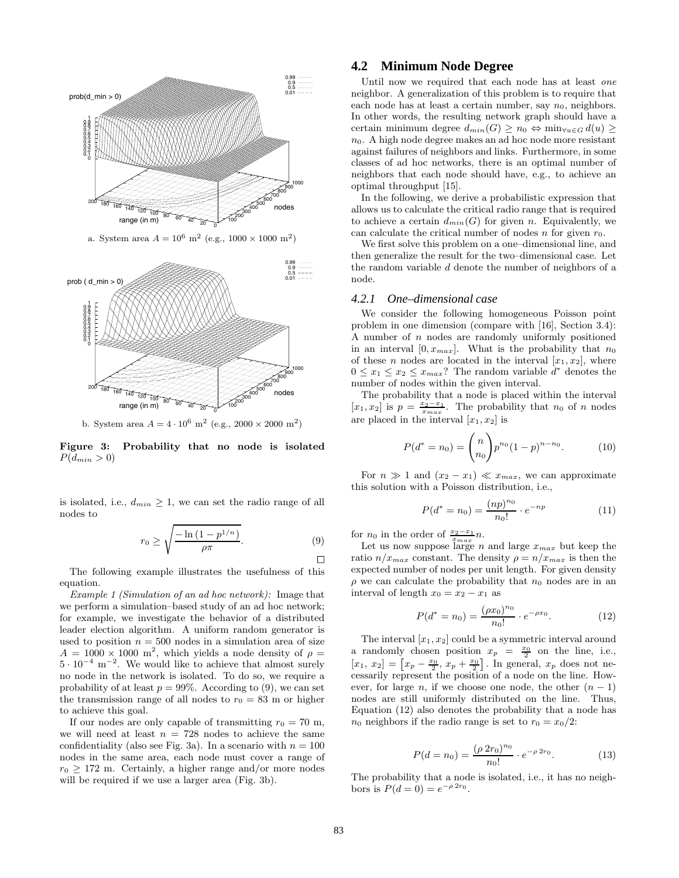a. System area $A = 10^6$ m$^2$ (e.g., $1000 \times 1000$ m$^2$)

b. System area $A = 4 \cdot 10^6$ m$^2$ (e.g., $2000 \times 2000$ m$^2$)

**Figure 3: Probability that no node is isolated $P(d_{min} > 0)$**

is isolated, i.e., $d_{min} \geq 1$, we can set the radio range of all nodes to

$$r_0 \geq \sqrt{\frac{-\ln\left(1 - p^{1/n}\right)}{\rho\pi}}. \tag{9}$$

□

The following example illustrates the usefulness of this equation.

*Example 1 (Simulation of an ad hoc network):* Image that we perform a simulation–based study of an ad hoc network; for example, we investigate the behavior of a distributed leader election algorithm. A uniform random generator is used to position $n = 500$ nodes in a simulation area of size $A = 1000 \times 1000$ m$^2$, which yields a node density of $\rho = 5 \cdot 10^{-4}$ m$^{-2}$. We would like to achieve that almost surely no node in the network is isolated. To do so, we require a probability of at least $p = 99\%$. According to (9), we can set the transmission range of all nodes to $r_0 = 83$ m or higher to achieve this goal.

If our nodes are only capable of transmitting $r_0 = 70$ m, we will need at least $n = 728$ nodes to achieve the same confidentiality (also see Fig. 3a). In a scenario with $n = 100$ nodes in the same area, each node must cover a range of $r_0 \geq 172$ m. Certainly, a higher range and/or more nodes will be required if we use a larger area (Fig. 3b).

## 4.2 Minimum Node Degree

Until now we required that each node has at least *one* neighbor. A generalization of this problem is to require that each node has at least a certain number, say $n_0$, neighbors. In other words, the resulting network graph should have a certain minimum degree $d_{min}(G) \geq n_0 \Leftrightarrow \min_{\forall u \in G} d(u) \geq n_0$. A high node degree makes an ad hoc node more resistant against failures of neighbors and links. Furthermore, in some classes of ad hoc networks, there is an optimal number of neighbors that each node should have, e.g., to achieve an optimal throughput [15].

In the following, we derive a probabilistic expression that allows us to calculate the critical radio range that is required to achieve a certain $d_{min}(G)$ for given $n$. Equivalently, we can calculate the critical number of nodes $n$ for given $r_0$.

We first solve this problem on a one–dimensional line, and then generalize the result for the two–dimensional case. Let the random variable $d$ denote the number of neighbors of a node.

### 4.2.1 One–dimensional case

We consider the following homogeneous Poisson point problem in one dimension (compare with [16], Section 3.4): A number of $n$ nodes are randomly uniformly positioned in an interval $[0, x_{max}]$. What is the probability that $n_0$ of these $n$ nodes are located in the interval $[x_1, x_2]$, where $0 \leq x_1 \leq x_2 \leq x_{max}$? The random variable $d^*$ denotes the number of nodes within the given interval.

The probability that a node is placed within the interval $[x_1, x_2]$ is $p = \frac{x_2 - x_1}{x_{max}}$. The probability that $n_0$ of $n$ nodes are placed in the interval $[x_1, x_2]$ is

$$P(d^* = n_0) = \binom{n}{n_0} p^{n_0} (1-p)^{n-n_0}. \tag{10}$$

For $n \gg 1$ and $(x_2 - x_1) \ll x_{max}$, we can approximate this solution with a Poisson distribution, i.e.,

$$P(d^* = n_0) = \frac{(np)^{n_0}}{n_0!} \cdot e^{-np} \tag{11}$$

for $n_0$ in the order of $\frac{x_2 - x_1}{x_{max}} n$.

Let us now suppose large $n$ and large $x_{max}$ but keep the ratio $n/x_{max}$ constant. The density $\rho = n/x_{max}$ is then the expected number of nodes per unit length. For given density $\rho$ we can calculate the probability that $n_0$ nodes are in an interval of length $x_0 = x_2 - x_1$ as

$$P(d^* = n_0) = \frac{(\rho x_0)^{n_0}}{n_0!} \cdot e^{-\rho x_0}. \tag{12}$$

The interval $[x_1, x_2]$ could be a symmetric interval around a randomly chosen position $x_p = \frac{x_0}{2}$ on the line, i.e., $[x_1,\, x_2] = \left[x_p - \frac{x_0}{2},\, x_p + \frac{x_0}{2}\right]$. In general, $x_p$ does not necessarily represent the position of a node on the line. However, for large $n$, if we choose one node, the other $(n-1)$ nodes are still uniformly distributed on the line. Thus, Equation (12) also denotes the probability that a node has $n_0$ neighbors if the radio range is set to $r_0 = x_0/2$:

$$P(d = n_0) = \frac{(\rho\, 2r_0)^{n_0}}{n_0!} \cdot e^{-\rho\, 2r_0}. \tag{13}$$

The probability that a node is isolated, i.e., it has no neighbors is $P(d = 0) = e^{-\rho\, 2r_0}$.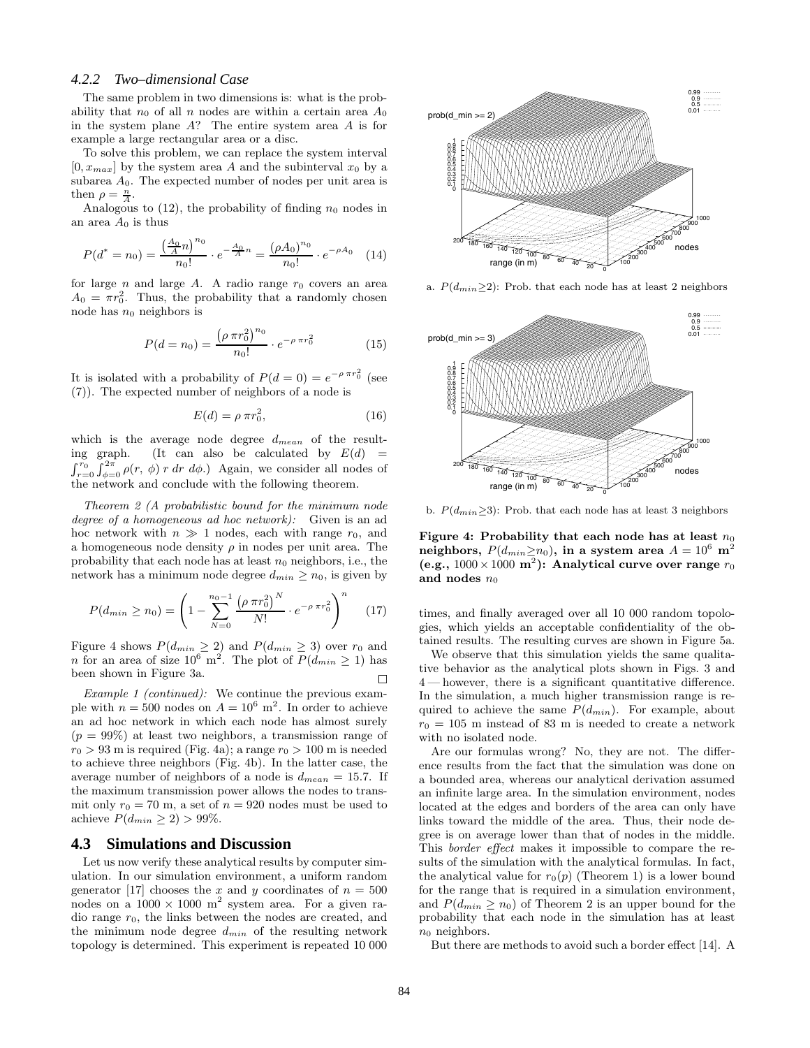#### 4.2.2 Two–dimensional Case

The same problem in two dimensions is: what is the probability that $n_0$ of all $n$ nodes are within a certain area $A_0$ in the system plane $A$? The entire system area $A$ is for example a large rectangular area or a disc.

To solve this problem, we can replace the system interval $[0, x_{max}]$ by the system area $A$ and the subinterval $x_0$ by a subarea $A_0$. The expected number of nodes per unit area is then $\rho = \frac{n}{A}$.

Analogous to (12), the probability of finding $n_0$ nodes in an area $A_0$ is thus

$$P(d^* = n_0) = \frac{\left(\frac{A_0}{A}n\right)^{n_0}}{n_0!} \cdot e^{-\frac{A_0}{A}n} = \frac{(\rho A_0)^{n_0}}{n_0!} \cdot e^{-\rho A_0} \quad (14)$$

for large $n$ and large $A$. A radio range $r_0$ covers an area $A_0 = \pi r_0^2$. Thus, the probability that a randomly chosen node has $n_0$ neighbors is

$$P(d = n_0) = \frac{\left(\rho\, \pi r_0^2\right)^{n_0}}{n_0!} \cdot e^{-\rho\, \pi r_0^2} \quad (15)$$

It is isolated with a probability of $P(d = 0) = e^{-\rho\, \pi r_0^2}$ (see (7)). The expected number of neighbors of a node is

$$E(d) = \rho\, \pi r_0^2, \quad (16)$$

which is the average node degree $d_{mean}$ of the resulting graph. (It can also be calculated by $E(d) = \int_{r=0}^{r_0} \int_{\phi=0}^{2\pi} \rho(r,\, \phi)\; r\; dr\; d\phi$.) Again, we consider all nodes of the network and conclude with the following theorem.

*Theorem 2 (A probabilistic bound for the minimum node degree of a homogeneous ad hoc network):* Given is an ad hoc network with $n \gg 1$ nodes, each with range $r_0$, and a homogeneous node density $\rho$ in nodes per unit area. The probability that each node has at least $n_0$ neighbors, i.e., the network has a minimum node degree $d_{min} \geq n_0$, is given by

$$P(d_{min} \geq n_0) = \left(1 - \sum_{N=0}^{n_0-1} \frac{\left(\rho\, \pi r_0^2\right)^N}{N!} \cdot e^{-\rho\, \pi r_0^2}\right)^n \quad (17)$$

Figure 4 shows $P(d_{min} \geq 2)$ and $P(d_{min} \geq 3)$ over $r_0$ and $n$ for an area of size $10^6$ m$^2$. The plot of $P(d_{min} \geq 1)$ has been shown in Figure 3a. □

*Example 1 (continued):* We continue the previous example with $n = 500$ nodes on $A = 10^6$ m$^2$. In order to achieve an ad hoc network in which each node has almost surely ($p = 99\%$) at least two neighbors, a transmission range of $r_0 > 93$ m is required (Fig. 4a); a range $r_0 > 100$ m is needed to achieve three neighbors (Fig. 4b). In the latter case, the average number of neighbors of a node is $d_{mean} = 15.7$. If the maximum transmission power allows the nodes to transmit only $r_0 = 70$ m, a set of $n = 920$ nodes must be used to achieve $P(d_{min} \geq 2) > 99\%$.

a. $P(d_{min} \geq 2)$: Prob. that each node has at least 2 neighbors

b. $P(d_{min} \geq 3)$: Prob. that each node has at least 3 neighbors

**Figure 4: Probability that each node has at least $n_0$ neighbors, $P(d_{min} \geq n_0)$, in a system area $A = 10^6$ m$^2$ (e.g., $1000 \times 1000$ m$^2$): Analytical curve over range $r_0$ and nodes $n_0$**

## 4.3 Simulations and Discussion

Let us now verify these analytical results by computer simulation. In our simulation environment, a uniform random generator [17] chooses the $x$ and $y$ coordinates of $n = 500$ nodes on a $1000 \times 1000$ m$^2$ system area. For a given radio range $r_0$, the links between the nodes are created, and the minimum node degree $d_{min}$ of the resulting network topology is determined. This experiment is repeated 10 000 times, and finally averaged over all 10 000 random topologies, which yields an acceptable confidentiality of the obtained results. The resulting curves are shown in Figure 5a.

We observe that this simulation yields the same qualitative behavior as the analytical plots shown in Figs. 3 and 4 — however, there is a significant quantitative difference. In the simulation, a much higher transmission range is required to achieve the same $P(d_{min})$. For example, about $r_0 = 105$ m instead of 83 m is needed to create a network with no isolated node.

Are our formulas wrong? No, they are not. The difference results from the fact that the simulation was done on a bounded area, whereas our analytical derivation assumed an infinite large area. In the simulation environment, nodes located at the edges and borders of the area can only have links toward the middle of the area. Thus, their node degree is on average lower than that of nodes in the middle. This *border effect* makes it impossible to compare the results of the simulation with the analytical formulas. In fact, the analytical value for $r_0(p)$ (Theorem 1) is a lower bound for the range that is required in a simulation environment, and $P(d_{min} \geq n_0)$ of Theorem 2 is an upper bound for the probability that each node in the simulation has at least $n_0$ neighbors.

But there are methods to avoid such a border effect [14]. A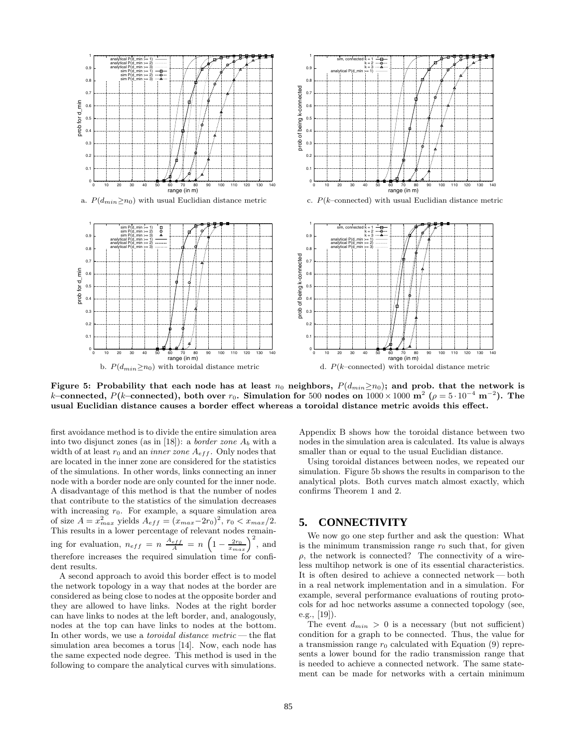a. $P(d_{min} \geq n_0)$ with usual Euclidian distance metric

c. $P(k$–connected$)$ with usual Euclidian distance metric

b. $P(d_{min} \geq n_0)$ with toroidal distance metric

d. $P(k$–connected$)$ with toroidal distance metric

**Figure 5: Probability that each node has at least $n_0$ neighbors, $P(d_{min} \geq n_0)$; and prob. that the network is $k$–connected, $P(k$–connected$)$, both over $r_0$. Simulation for 500 nodes on $1000 \times 1000$ m$^2$ ($\rho = 5 \cdot 10^{-4}$ m$^{-2}$). The usual Euclidian distance causes a border effect whereas a toroidal distance metric avoids this effect.**

first avoidance method is to divide the entire simulation area into two disjunct zones (as in [18]): a *border zone* $A_b$ with a width of at least $r_0$ and an *inner zone* $A_{eff}$. Only nodes that are located in the inner zone are considered for the statistics of the simulations. In other words, links connecting an inner node with a border node are only counted for the inner node. A disadvantage of this method is that the number of nodes that contribute to the statistics of the simulation decreases with increasing $r_0$. For example, a square simulation area of size $A = x_{max}^2$ yields $A_{eff} = (x_{max} - 2r_0)^2$, $r_0 < x_{max}/2$. This results in a lower percentage of relevant nodes remaining for evaluation, $n_{eff} = n \frac{A_{eff}}{A} = n \left(1 - \frac{2r_0}{x_{max}}\right)^2$, and therefore increases the required simulation time for confident results.

A second approach to avoid this border effect is to model the network topology in a way that nodes at the border are considered as being close to nodes at the opposite border and they are allowed to have links. Nodes at the right border can have links to nodes at the left border, and, analogously, nodes at the top can have links to nodes at the bottom. In other words, we use a *toroidal distance metric* — the flat simulation area becomes a torus [14]. Now, each node has the same expected node degree. This method is used in the following to compare the analytical curves with simulations.

Appendix B shows how the toroidal distance between two nodes in the simulation area is calculated. Its value is always smaller than or equal to the usual Euclidian distance.

Using toroidal distances between nodes, we repeated our simulation. Figure 5b shows the results in comparison to the analytical plots. Both curves match almost exactly, which confirms Theorem 1 and 2.

## 5. CONNECTIVITY

We now go one step further and ask the question: What is the minimum transmission range $r_0$ such that, for given $\rho$, the network is connected? The connectivity of a wireless multihop network is one of its essential characteristics. It is often desired to achieve a connected network — both in a real network implementation and in a simulation. For example, several performance evaluations of routing protocols for ad hoc networks assume a connected topology (see, e.g., [19]).

The event $d_{min} > 0$ is a necessary (but not sufficient) condition for a graph to be connected. Thus, the value for a transmission range $r_0$ calculated with Equation (9) represents a lower bound for the radio transmission range that is needed to achieve a connected network. The same statement can be made for networks with a certain minimum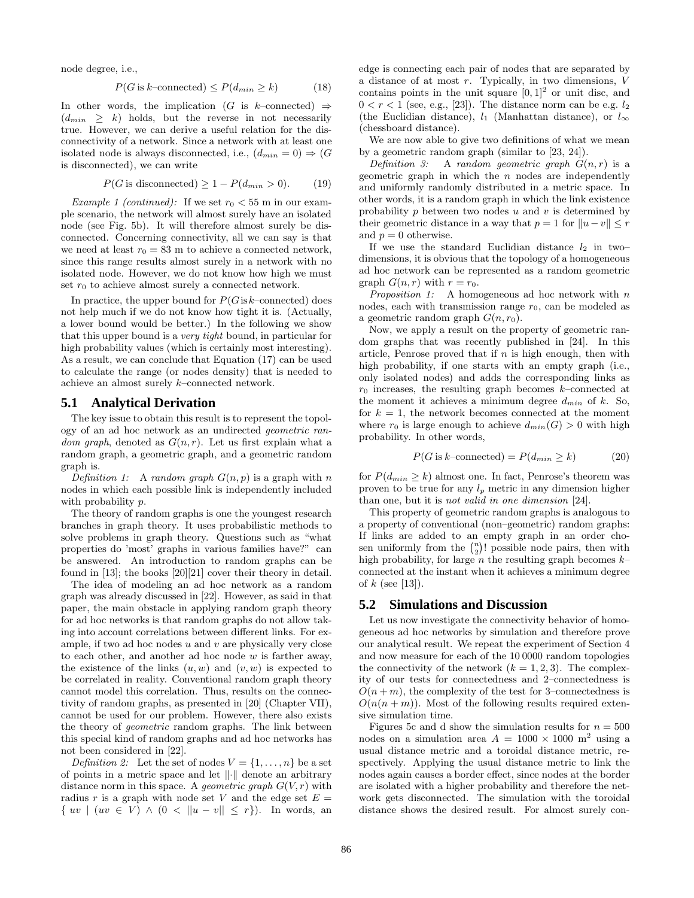node degree, i.e.,

$$P(G \text{ is } k\text{–connected}) \leq P(d_{min} \geq k) \tag{18}$$

In other words, the implication ($G$ is $k$–connected) $\Rightarrow$ ($d_{min} \geq k$) holds, but the reverse in not necessarily true. However, we can derive a useful relation for the disconnectivity of a network. Since a network with at least one isolated node is always disconnected, i.e., ($d_{min} = 0$) $\Rightarrow$ ($G$ is disconnected), we can write

$$P(G \text{ is disconnected}) \geq 1 - P(d_{min} > 0). \tag{19}$$

*Example 1 (continued):* If we set $r_0 < 55$ m in our example scenario, the network will almost surely have an isolated node (see Fig. 5b). It will therefore almost surely be disconnected. Concerning connectivity, all we can say is that we need at least $r_0 = 83$ m to achieve a connected network, since this range results almost surely in a network with no isolated node. However, we do not know how high we must set $r_0$ to achieve almost surely a connected network.

In practice, the upper bound for $P(G \text{ is } k\text{–connected})$ does not help much if we do not know how tight it is. (Actually, a lower bound would be better.) In the following we show that this upper bound is a *very tight* bound, in particular for high probability values (which is certainly most interesting). As a result, we can conclude that Equation (17) can be used to calculate the range (or nodes density) that is needed to achieve an almost surely $k$–connected network.

## 5.1 Analytical Derivation

The key issue to obtain this result is to represent the topology of an ad hoc network as an undirected *geometric random graph*, denoted as $G(n, r)$. Let us first explain what a random graph, a geometric graph, and a geometric random graph is.

*Definition 1:* A *random graph* $G(n, p)$ is a graph with $n$ nodes in which each possible link is independently included with probability $p$.

The theory of random graphs is one the youngest research branches in graph theory. It uses probabilistic methods to solve problems in graph theory. Questions such as "what properties do 'most' graphs in various families have?" can be answered. An introduction to random graphs can be found in [13]; the books [20][21] cover their theory in detail.

The idea of modeling an ad hoc network as a random graph was already discussed in [22]. However, as said in that paper, the main obstacle in applying random graph theory for ad hoc networks is that random graphs do not allow taking into account correlations between different links. For example, if two ad hoc nodes $u$ and $v$ are physically very close to each other, and another ad hoc node $w$ is farther away, the existence of the links $(u, w)$ and $(v, w)$ is expected to be correlated in reality. Conventional random graph theory cannot model this correlation. Thus, results on the connectivity of random graphs, as presented in [20] (Chapter VII), cannot be used for our problem. However, there also exists the theory of *geometric* random graphs. The link between this special kind of random graphs and ad hoc networks has not been considered in [22].

*Definition 2:* Let the set of nodes $V = \{1, \ldots, n\}$ be a set of points in a metric space and let $\|\cdot\|$ denote an arbitrary distance norm in this space. A *geometric graph* $G(V, r)$ with radius $r$ is a graph with node set $V$ and the edge set $E = \{\, uv \mid (uv \in V) \wedge (0 < ||u - v|| \leq r\})$. In words, an edge is connecting each pair of nodes that are separated by a distance of at most $r$. Typically, in two dimensions, $V$ contains points in the unit square $[0, 1]^2$ or unit disc, and $0 < r < 1$ (see, e.g., [23]). The distance norm can be e.g. $l_2$ (the Euclidian distance), $l_1$ (Manhattan distance), or $l_\infty$ (chessboard distance).

We are now able to give two definitions of what we mean by a geometric random graph (similar to [23, 24]).

*Definition 3:* A *random geometric graph* $G(n, r)$ is a geometric graph in which the $n$ nodes are independently and uniformly randomly distributed in a metric space. In other words, it is a random graph in which the link existence probability $p$ between two nodes $u$ and $v$ is determined by their geometric distance in a way that $p = 1$ for $\|u - v\| \leq r$ and $p = 0$ otherwise.

If we use the standard Euclidian distance $l_2$ in two–dimensions, it is obvious that the topology of a homogeneous ad hoc network can be represented as a random geometric graph $G(n, r)$ with $r = r_0$.

*Proposition 1:* A homogeneous ad hoc network with $n$ nodes, each with transmission range $r_0$, can be modeled as a geometric random graph $G(n, r_0)$.

Now, we apply a result on the property of geometric random graphs that was recently published in [24]. In this article, Penrose proved that if $n$ is high enough, then with high probability, if one starts with an empty graph (i.e., only isolated nodes) and adds the corresponding links as $r_0$ increases, the resulting graph becomes $k$–connected at the moment it achieves a minimum degree $d_{min}$ of $k$. So, for $k = 1$, the network becomes connected at the moment where $r_0$ is large enough to achieve $d_{min}(G) > 0$ with high probability. In other words,

$$P(G \text{ is } k\text{–connected}) = P(d_{min} \geq k) \tag{20}$$

for $P(d_{min} \geq k)$ almost one. In fact, Penrose's theorem was proven to be true for any $l_p$ metric in any dimension higher than one, but it is *not valid in one dimension* [24].

This property of geometric random graphs is analogous to a property of conventional (non–geometric) random graphs: If links are added to an empty graph in an order chosen uniformly from the $\binom{n}{2}!$ possible node pairs, then with high probability, for large $n$ the resulting graph becomes $k$–connected at the instant when it achieves a minimum degree of $k$ (see [13]).

## 5.2 Simulations and Discussion

Let us now investigate the connectivity behavior of homogeneous ad hoc networks by simulation and therefore prove our analytical result. We repeat the experiment of Section 4 and now measure for each of the 10 0000 random topologies the connectivity of the network ($k = 1, 2, 3$). The complexity of our tests for connectedness and 2–connectedness is $O(n + m)$, the complexity of the test for 3–connectedness is $O(n(n + m))$. Most of the following results required extensive simulation time.

Figures 5c and d show the simulation results for $n = 500$ nodes on a simulation area $A = 1000 \times 1000$ m$^2$ using a usual distance metric and a toroidal distance metric, respectively. Applying the usual distance metric to link the nodes again causes a border effect, since nodes at the border are isolated with a higher probability and therefore the network gets disconnected. The simulation with the toroidal distance shows the desired result. For almost surely con-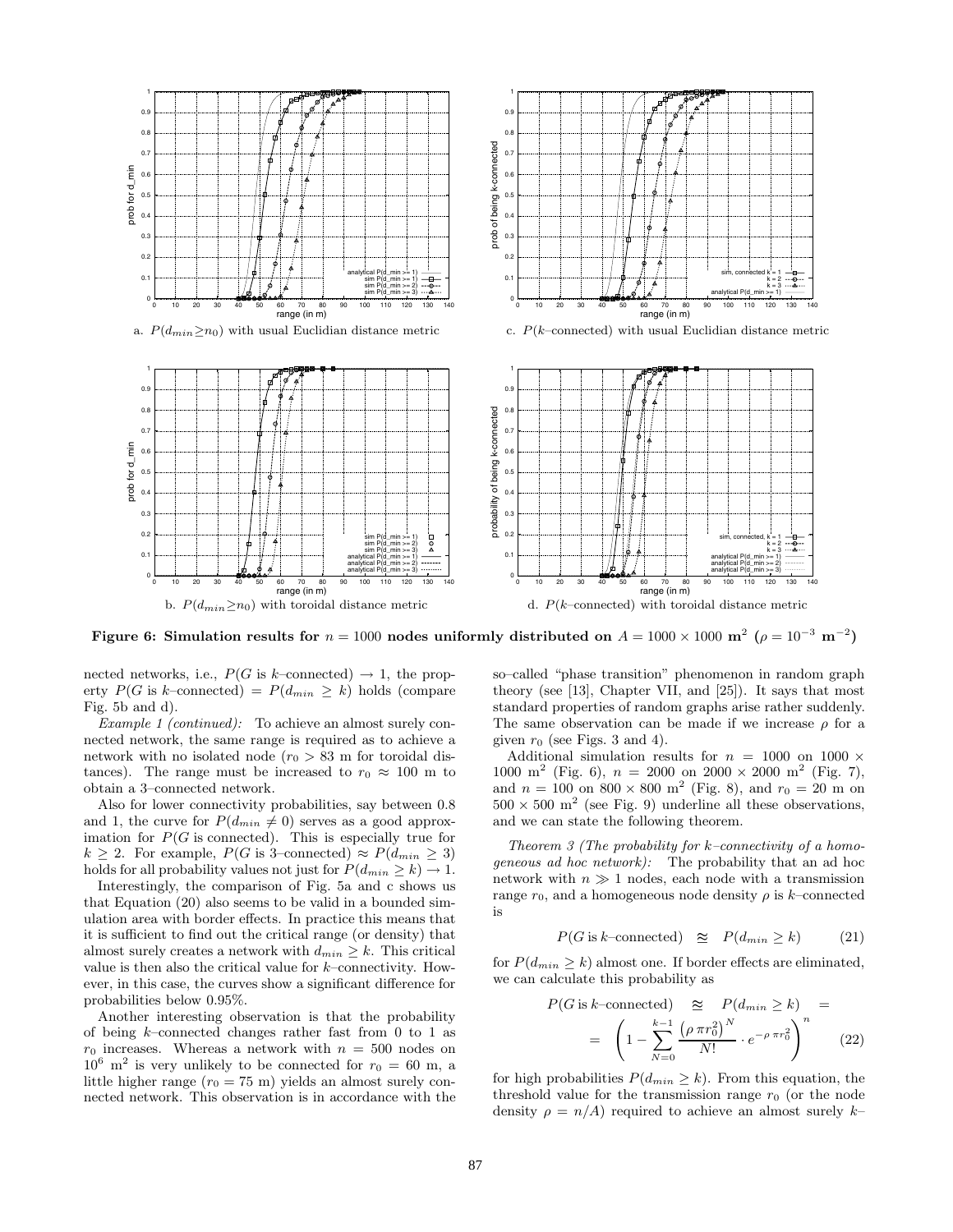a. $P(d_{min} \geq n_0)$ with usual Euclidian distance metric

c. $P(k$–connected) with usual Euclidian distance metric

b. $P(d_{min} \geq n_0)$ with toroidal distance metric

d. $P(k$–connected) with toroidal distance metric

**Figure 6: Simulation results for $n = 1000$ nodes uniformly distributed on $A = 1000 \times 1000$ m$^2$ ($\rho = 10^{-3}$ m$^{-2}$)**

nected networks, i.e., $P(G$ is $k$–connected$) \to 1$, the property $P(G$ is $k$–connected$) = P(d_{min} \geq k)$ holds (compare Fig. 5b and d).

*Example 1 (continued):* To achieve an almost surely connected network, the same range is required as to achieve a network with no isolated node ($r_0 > 83$ m for toroidal distances). The range must be increased to $r_0 \approx 100$ m to obtain a 3–connected network.

Also for lower connectivity probabilities, say between 0.8 and 1, the curve for $P(d_{min} \neq 0)$ serves as a good approximation for $P(G$ is connected). This is especially true for $k \geq 2$. For example, $P(G$ is 3–connected$) \approx P(d_{min} \geq 3)$ holds for all probability values not just for $P(d_{min} \geq k) \to 1$.

Interestingly, the comparison of Fig. 5a and c shows us that Equation (20) also seems to be valid in a bounded simulation area with border effects. In practice this means that it is sufficient to find out the critical range (or density) that almost surely creates a network with $d_{min} \geq k$. This critical value is then also the critical value for $k$–connectivity. However, in this case, the curves show a significant difference for probabilities below 0.95%.

Another interesting observation is that the probability of being $k$–connected changes rather fast from 0 to 1 as $r_0$ increases. Whereas a network with $n = 500$ nodes on $10^6$ m$^2$ is very unlikely to be connected for $r_0 = 60$ m, a little higher range ($r_0 = 75$ m) yields an almost surely connected network. This observation is in accordance with the so–called "phase transition" phenomenon in random graph theory (see [13], Chapter VII, and [25]). It says that most standard properties of random graphs arise rather suddenly. The same observation can be made if we increase $\rho$ for a given $r_0$ (see Figs. 3 and 4).

Additional simulation results for $n = 1000$ on $1000 \times 1000$ m$^2$ (Fig. 6), $n = 2000$ on $2000 \times 2000$ m$^2$ (Fig. 7), and $n = 100$ on $800 \times 800$ m$^2$ (Fig. 8), and $r_0 = 20$ m on $500 \times 500$ m$^2$ (see Fig. 9) underline all these observations, and we can state the following theorem.

*Theorem 3 (The probability for k–connectivity of a homogeneous ad hoc network):* The probability that an ad hoc network with $n \gg 1$ nodes, each node with a transmission range $r_0$, and a homogeneous node density $\rho$ is $k$–connected is

$$P(G\,\text{is}\,k\text{–connected}) \;\; \approxeq \;\; P(d_{min} \geq k) \qquad (21)$$

for $P(d_{min} \geq k)$ almost one. If border effects are eliminated, we can calculate this probability as

$$P(G\,\text{is}\,k\text{–connected}) \;\; \approxeq \;\; P(d_{min} \geq k) \;\; = \;\; = \;\; \left(1 - \sum_{N=0}^{k-1} \frac{\left(\rho\,\pi r_0^2\right)^N}{N!} \cdot e^{-\rho\,\pi r_0^2}\right)^n \qquad (22)$$

for high probabilities $P(d_{min} \geq k)$. From this equation, the threshold value for the transmission range $r_0$ (or the node density $\rho = n/A$) required to achieve an almost surely $k$–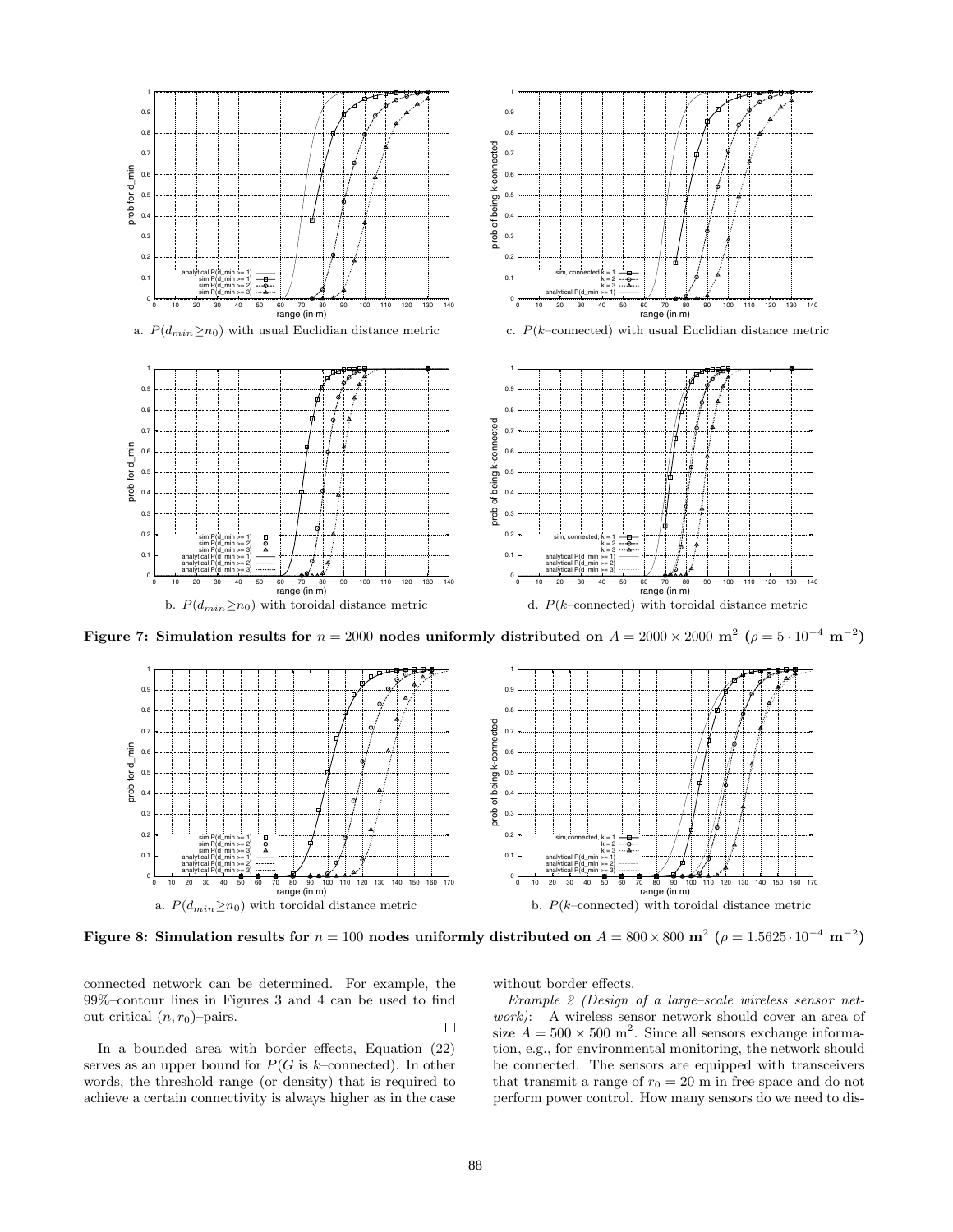a. $P(d_{min} \geq n_0)$ with usual Euclidian distance metric

c. $P(k$–connected) with usual Euclidian distance metric

b. $P(d_{min} \geq n_0)$ with toroidal distance metric

d. $P(k$–connected) with toroidal distance metric

**Figure 7: Simulation results for $n = 2000$ nodes uniformly distributed on $A = 2000 \times 2000$ m$^2$ ($\rho = 5 \cdot 10^{-4}$ m$^{-2}$)**

a. $P(d_{min} \geq n_0)$ with toroidal distance metric

b. $P(k$–connected) with toroidal distance metric

**Figure 8: Simulation results for $n = 100$ nodes uniformly distributed on $A = 800 \times 800$ m$^2$ ($\rho = 1.5625 \cdot 10^{-4}$ m$^{-2}$)**

connected network can be determined. For example, the 99%–contour lines in Figures 3 and 4 can be used to find out critical $(n, r_0)$–pairs. □

In a bounded area with border effects, Equation (22) serves as an upper bound for $P(G$ is $k$–connected). In other words, the threshold range (or density) that is required to achieve a certain connectivity is always higher as in the case without border effects.

*Example 2 (Design of a large–scale wireless sensor network)*: A wireless sensor network should cover an area of size $A = 500 \times 500$ m$^2$. Since all sensors exchange information, e.g., for environmental monitoring, the network should be connected. The sensors are equipped with transceivers that transmit a range of $r_0 = 20$ m in free space and do not perform power control. How many sensors do we need to dis-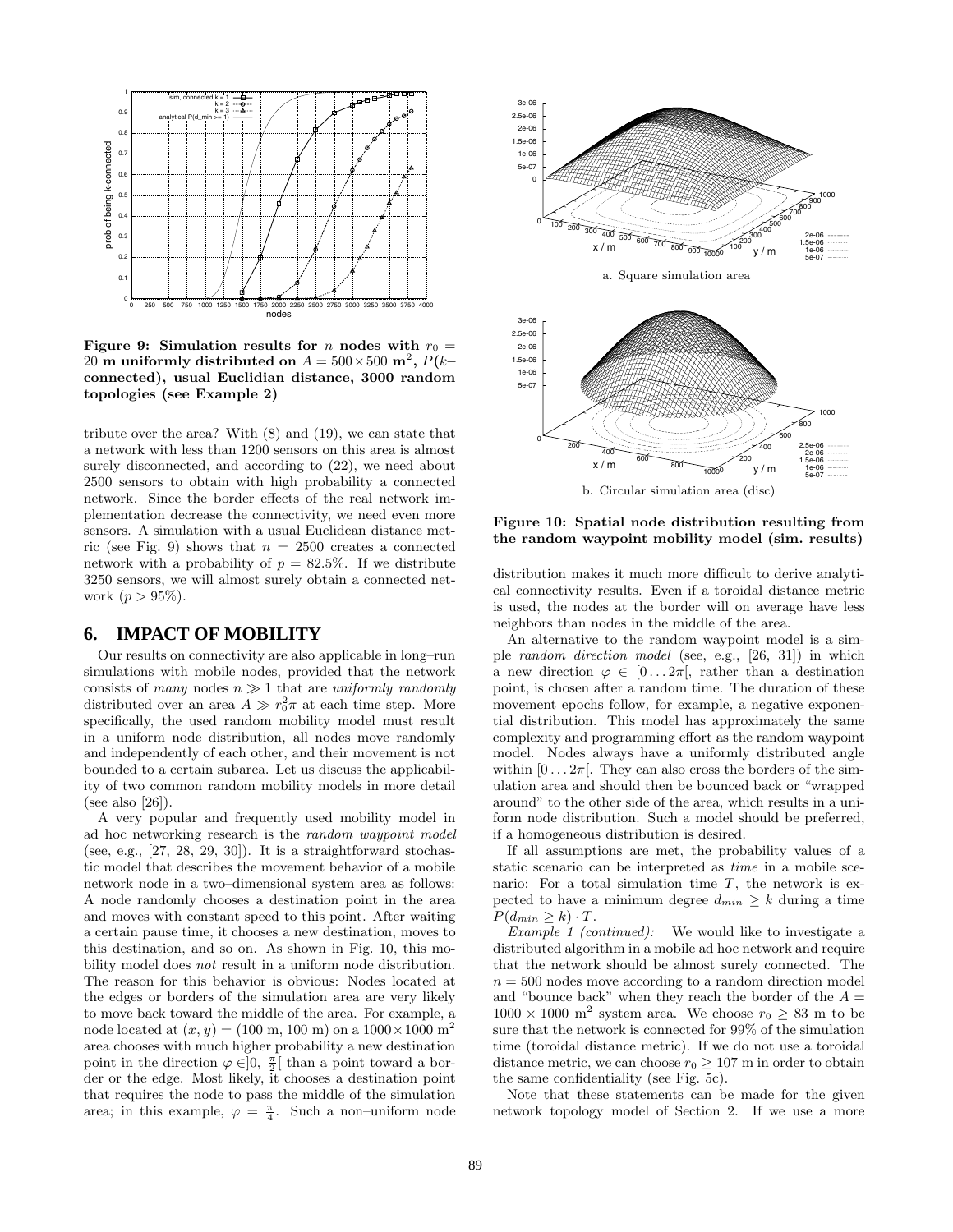Figure 9: Simulation results for $n$ nodes with $r_0 = 20$ m uniformly distributed on $A = 500 \times 500$ m$^2$, $P(k$–connected), usual Euclidian distance, 3000 random topologies (see Example 2)

tribute over the area? With (8) and (19), we can state that a network with less than 1200 sensors on this area is almost surely disconnected, and according to (22), we need about 2500 sensors to obtain with high probability a connected network. Since the border effects of the real network implementation decrease the connectivity, we need even more sensors. A simulation with a usual Euclidean distance metric (see Fig. 9) shows that $n = 2500$ creates a connected network with a probability of $p = 82.5\%$. If we distribute 3250 sensors, we will almost surely obtain a connected network ($p > 95\%$).

## 6. IMPACT OF MOBILITY

Our results on connectivity are also applicable in long–run simulations with mobile nodes, provided that the network consists of *many* nodes $n \gg 1$ that are *uniformly randomly* distributed over an area $A \gg r_0^2\pi$ at each time step. More specifically, the used random mobility model must result in a uniform node distribution, all nodes move randomly and independently of each other, and their movement is not bounded to a certain subarea. Let us discuss the applicability of two common random mobility models in more detail (see also [26]).

A very popular and frequently used mobility model in ad hoc networking research is the *random waypoint model* (see, e.g., [27, 28, 29, 30]). It is a straightforward stochastic model that describes the movement behavior of a mobile network node in a two–dimensional system area as follows: A node randomly chooses a destination point in the area and moves with constant speed to this point. After waiting a certain pause time, it chooses a new destination, moves to this destination, and so on. As shown in Fig. 10, this mobility model does *not* result in a uniform node distribution. The reason for this behavior is obvious: Nodes located at the edges or borders of the simulation area are very likely to move back toward the middle of the area. For example, a node located at $(x, y) = (100$ m, $100$ m$)$ on a $1000 \times 1000$ m$^2$ area chooses with much higher probability a new destination point in the direction $\varphi \in ]0, \frac{\pi}{2}[$ than a point toward a border or the edge. Most likely, it chooses a destination point that requires the node to pass the middle of the simulation area; in this example, $\varphi = \frac{\pi}{4}$. Such a non–uniform node distribution makes it much more difficult to derive analytical connectivity results. Even if a toroidal distance metric is used, the nodes at the border will on average have less neighbors than nodes in the middle of the area.

a. Square simulation area

b. Circular simulation area (disc)

Figure 10: Spatial node distribution resulting from the random waypoint mobility model (sim. results)

An alternative to the random waypoint model is a simple *random direction model* (see, e.g., [26, 31]) in which a new direction $\varphi \in [0 \ldots 2\pi[$, rather than a destination point, is chosen after a random time. The duration of these movement epochs follow, for example, a negative exponential distribution. This model has approximately the same complexity and programming effort as the random waypoint model. Nodes always have a uniformly distributed angle within $[0 \ldots 2\pi[$. They can also cross the borders of the simulation area and should then be bounced back or "wrapped around" to the other side of the area, which results in a uniform node distribution. Such a model should be preferred, if a homogeneous distribution is desired.

If all assumptions are met, the probability values of a static scenario can be interpreted as *time* in a mobile scenario: For a total simulation time $T$, the network is expected to have a minimum degree $d_{min} \geq k$ during a time $P(d_{min} \geq k) \cdot T$.

*Example 1 (continued):* We would like to investigate a distributed algorithm in a mobile ad hoc network and require that the network should be almost surely connected. The $n = 500$ nodes move according to a random direction model and "bounce back" when they reach the border of the $A = 1000 \times 1000$ m$^2$ system area. We choose $r_0 \geq 83$ m to be sure that the network is connected for 99% of the simulation time (toroidal distance metric). If we do not use a toroidal distance metric, we can choose $r_0 \geq 107$ m in order to obtain the same confidentiality (see Fig. 5c).

Note that these statements can be made for the given network topology model of Section 2. If we use a more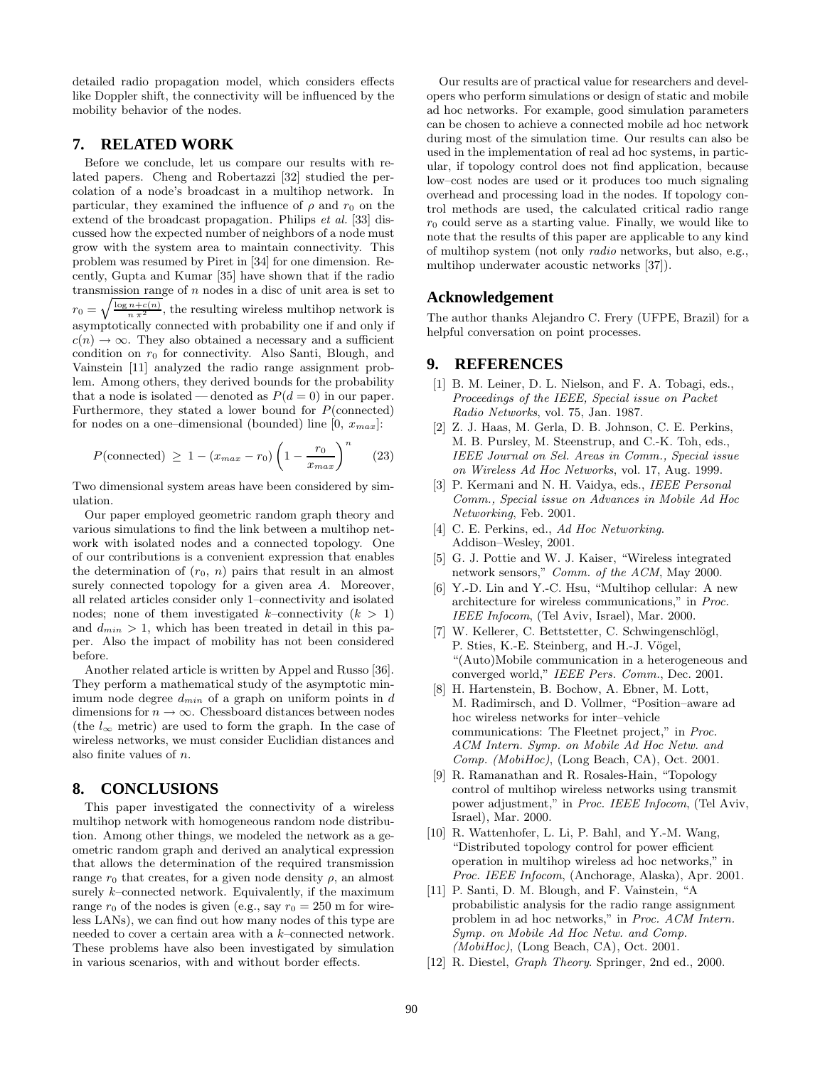detailed radio propagation model, which considers effects like Doppler shift, the connectivity will be influenced by the mobility behavior of the nodes.

## 7. RELATED WORK

Before we conclude, let us compare our results with related papers. Cheng and Robertazzi [32] studied the percolation of a node's broadcast in a multihop network. In particular, they examined the influence of $\rho$ and $r_0$ on the extend of the broadcast propagation. Philips *et al.* [33] discussed how the expected number of neighbors of a node must grow with the system area to maintain connectivity. This problem was resumed by Piret in [34] for one dimension. Recently, Gupta and Kumar [35] have shown that if the radio transmission range of $n$ nodes in a disc of unit area is set to $r_0 = \sqrt{\frac{\log n + c(n)}{n \, \pi^2}}$, the resulting wireless multihop network is asymptotically connected with probability one if and only if $c(n) \to \infty$. They also obtained a necessary and a sufficient condition on $r_0$ for connectivity. Also Santi, Blough, and Vainstein [11] analyzed the radio range assignment problem. Among others, they derived bounds for the probability that a node is isolated — denoted as $P(d = 0)$ in our paper. Furthermore, they stated a lower bound for $P(\text{connected})$ for nodes on a one–dimensional (bounded) line $[0,\, x_{max}]$:

$$P(\text{connected}) \;\geq\; 1 - (x_{max} - r_0)\left(1 - \frac{r_0}{x_{max}}\right)^n \qquad (23)$$

Two dimensional system areas have been considered by simulation.

Our paper employed geometric random graph theory and various simulations to find the link between a multihop network with isolated nodes and a connected topology. One of our contributions is a convenient expression that enables the determination of $(r_0,\, n)$ pairs that result in an almost surely connected topology for a given area $A$. Moreover, all related articles consider only 1–connectivity and isolated nodes; none of them investigated $k$–connectivity $(k > 1)$ and $d_{min} > 1$, which has been treated in detail in this paper. Also the impact of mobility has not been considered before.

Another related article is written by Appel and Russo [36]. They perform a mathematical study of the asymptotic minimum node degree $d_{min}$ of a graph on uniform points in $d$ dimensions for $n \to \infty$. Chessboard distances between nodes (the $l_\infty$ metric) are used to form the graph. In the case of wireless networks, we must consider Euclidian distances and also finite values of $n$.

## 8. CONCLUSIONS

This paper investigated the connectivity of a wireless multihop network with homogeneous random node distribution. Among other things, we modeled the network as a geometric random graph and derived an analytical expression that allows the determination of the required transmission range $r_0$ that creates, for a given node density $\rho$, an almost surely $k$–connected network. Equivalently, if the maximum range $r_0$ of the nodes is given (e.g., say $r_0 = 250$ m for wireless LANs), we can find out how many nodes of this type are needed to cover a certain area with a $k$–connected network. These problems have also been investigated by simulation in various scenarios, with and without border effects.

Our results are of practical value for researchers and developers who perform simulations or design of static and mobile ad hoc networks. For example, good simulation parameters can be chosen to achieve a connected mobile ad hoc network during most of the simulation time. Our results can also be used in the implementation of real ad hoc systems, in particular, if topology control does not find application, because low–cost nodes are used or it produces too much signaling overhead and processing load in the nodes. If topology control methods are used, the calculated critical radio range $r_0$ could serve as a starting value. Finally, we would like to note that the results of this paper are applicable to any kind of multihop system (not only *radio* networks, but also, e.g., multihop underwater acoustic networks [37]).

## Acknowledgement

The author thanks Alejandro C. Frery (UFPE, Brazil) for a helpful conversation on point processes.

## 9. REFERENCES

[1] B. M. Leiner, D. L. Nielson, and F. A. Tobagi, eds., *Proceedings of the IEEE, Special issue on Packet Radio Networks*, vol. 75, Jan. 1987.

[2] Z. J. Haas, M. Gerla, D. B. Johnson, C. E. Perkins, M. B. Pursley, M. Steenstrup, and C.-K. Toh, eds., *IEEE Journal on Sel. Areas in Comm., Special issue on Wireless Ad Hoc Networks*, vol. 17, Aug. 1999.

[3] P. Kermani and N. H. Vaidya, eds., *IEEE Personal Comm., Special issue on Advances in Mobile Ad Hoc Networking*, Feb. 2001.

[4] C. E. Perkins, ed., *Ad Hoc Networking*. Addison–Wesley, 2001.

[5] G. J. Pottie and W. J. Kaiser, "Wireless integrated network sensors," *Comm. of the ACM*, May 2000.

[6] Y.-D. Lin and Y.-C. Hsu, "Multihop cellular: A new architecture for wireless communications," in *Proc. IEEE Infocom*, (Tel Aviv, Israel), Mar. 2000.

[7] W. Kellerer, C. Bettstetter, C. Schwingenschlögl, P. Sties, K.-E. Steinberg, and H.-J. Vögel, "(Auto)Mobile communication in a heterogeneous and converged world," *IEEE Pers. Comm.*, Dec. 2001.

[8] H. Hartenstein, B. Bochow, A. Ebner, M. Lott, M. Radimirsch, and D. Vollmer, "Position–aware ad hoc wireless networks for inter–vehicle communications: The Fleetnet project," in *Proc. ACM Intern. Symp. on Mobile Ad Hoc Netw. and Comp. (MobiHoc)*, (Long Beach, CA), Oct. 2001.

[9] R. Ramanathan and R. Rosales-Hain, "Topology control of multihop wireless networks using transmit power adjustment," in *Proc. IEEE Infocom*, (Tel Aviv, Israel), Mar. 2000.

[10] R. Wattenhofer, L. Li, P. Bahl, and Y.-M. Wang, "Distributed topology control for power efficient operation in multihop wireless ad hoc networks," in *Proc. IEEE Infocom*, (Anchorage, Alaska), Apr. 2001.

[11] P. Santi, D. M. Blough, and F. Vainstein, "A probabilistic analysis for the radio range assignment problem in ad hoc networks," in *Proc. ACM Intern. Symp. on Mobile Ad Hoc Netw. and Comp. (MobiHoc)*, (Long Beach, CA), Oct. 2001.

[12] R. Diestel, *Graph Theory*. Springer, 2nd ed., 2000.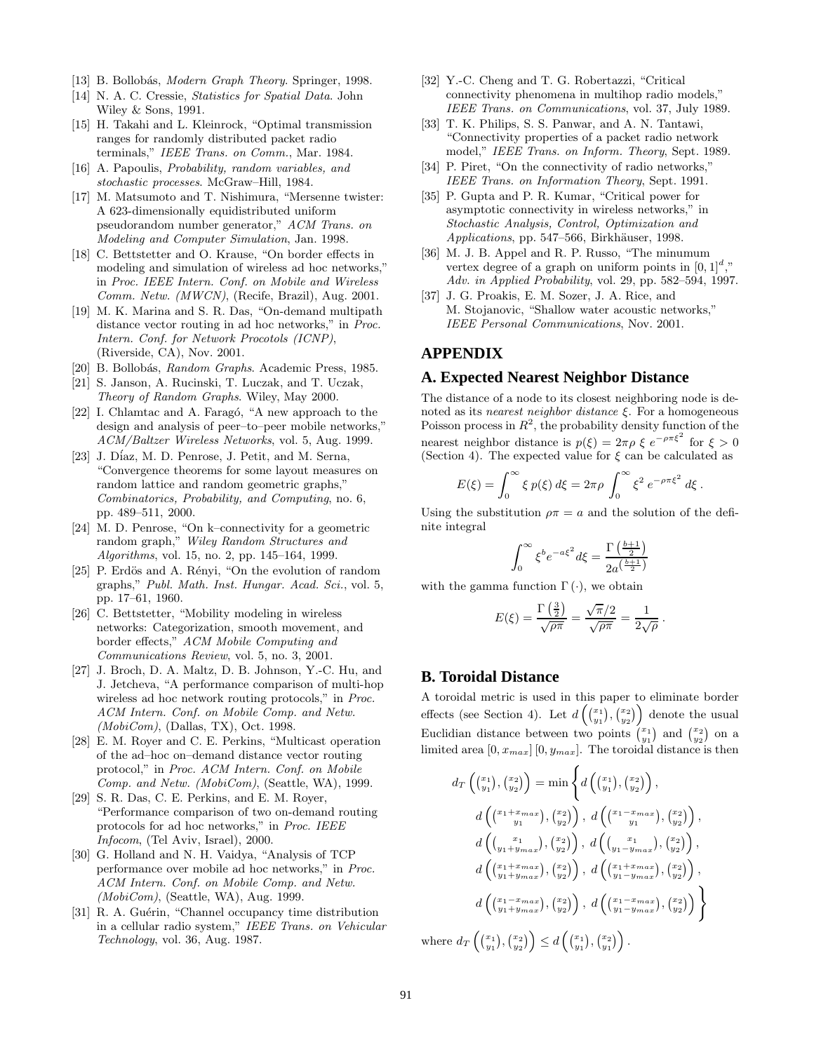[13] B. Bollobás, *Modern Graph Theory*. Springer, 1998.

[14] N. A. C. Cressie, *Statistics for Spatial Data*. John Wiley & Sons, 1991.

[15] H. Takahi and L. Kleinrock, "Optimal transmission ranges for randomly distributed packet radio terminals," *IEEE Trans. on Comm.*, Mar. 1984.

[16] A. Papoulis, *Probability, random variables, and stochastic processes*. McGraw–Hill, 1984.

[17] M. Matsumoto and T. Nishimura, "Mersenne twister: A 623-dimensionally equidistributed uniform pseudorandom number generator," *ACM Trans. on Modeling and Computer Simulation*, Jan. 1998.

[18] C. Bettstetter and O. Krause, "On border effects in modeling and simulation of wireless ad hoc networks," in *Proc. IEEE Intern. Conf. on Mobile and Wireless Comm. Netw. (MWCN)*, (Recife, Brazil), Aug. 2001.

[19] M. K. Marina and S. R. Das, "On-demand multipath distance vector routing in ad hoc networks," in *Proc. Intern. Conf. for Network Procotols (ICNP)*, (Riverside, CA), Nov. 2001.

[20] B. Bollobás, *Random Graphs*. Academic Press, 1985.

[21] S. Janson, A. Rucinski, T. Luczak, and T. Uczak, *Theory of Random Graphs*. Wiley, May 2000.

[22] I. Chlamtac and A. Faragó, "A new approach to the design and analysis of peer–to–peer mobile networks," *ACM/Baltzer Wireless Networks*, vol. 5, Aug. 1999.

[23] J. Díaz, M. D. Penrose, J. Petit, and M. Serna, "Convergence theorems for some layout measures on random lattice and random geometric graphs," *Combinatorics, Probability, and Computing*, no. 6, pp. 489–511, 2000.

[24] M. D. Penrose, "On k–connectivity for a geometric random graph," *Wiley Random Structures and Algorithms*, vol. 15, no. 2, pp. 145–164, 1999.

[25] P. Erdös and A. Rényi, "On the evolution of random graphs," *Publ. Math. Inst. Hungar. Acad. Sci.*, vol. 5, pp. 17–61, 1960.

[26] C. Bettstetter, "Mobility modeling in wireless networks: Categorization, smooth movement, and border effects," *ACM Mobile Computing and Communications Review*, vol. 5, no. 3, 2001.

[27] J. Broch, D. A. Maltz, D. B. Johnson, Y.-C. Hu, and J. Jetcheva, "A performance comparison of multi-hop wireless ad hoc network routing protocols," in *Proc. ACM Intern. Conf. on Mobile Comp. and Netw. (MobiCom)*, (Dallas, TX), Oct. 1998.

[28] E. M. Royer and C. E. Perkins, "Multicast operation of the ad–hoc on–demand distance vector routing protocol," in *Proc. ACM Intern. Conf. on Mobile Comp. and Netw. (MobiCom)*, (Seattle, WA), 1999.

[29] S. R. Das, C. E. Perkins, and E. M. Royer, "Performance comparison of two on-demand routing protocols for ad hoc networks," in *Proc. IEEE Infocom*, (Tel Aviv, Israel), 2000.

[30] G. Holland and N. H. Vaidya, "Analysis of TCP performance over mobile ad hoc networks," in *Proc. ACM Intern. Conf. on Mobile Comp. and Netw. (MobiCom)*, (Seattle, WA), Aug. 1999.

[31] R. A. Guérin, "Channel occupancy time distribution in a cellular radio system," *IEEE Trans. on Vehicular Technology*, vol. 36, Aug. 1987.

[32] Y.-C. Cheng and T. G. Robertazzi, "Critical connectivity phenomena in multihop radio models," *IEEE Trans. on Communications*, vol. 37, July 1989.

[33] T. K. Philips, S. S. Panwar, and A. N. Tantawi, "Connectivity properties of a packet radio network model," *IEEE Trans. on Inform. Theory*, Sept. 1989.

[34] P. Piret, "On the connectivity of radio networks," *IEEE Trans. on Information Theory*, Sept. 1991.

[35] P. Gupta and P. R. Kumar, "Critical power for asymptotic connectivity in wireless networks," in *Stochastic Analysis, Control, Optimization and Applications*, pp. 547–566, Birkhäuser, 1998.

[36] M. J. B. Appel and R. P. Russo, "The minumum vertex degree of a graph on uniform points in $[0,1]^d$," *Adv. in Applied Probability*, vol. 29, pp. 582–594, 1997.

[37] J. G. Proakis, E. M. Sozer, J. A. Rice, and M. Stojanovic, "Shallow water acoustic networks," *IEEE Personal Communications*, Nov. 2001.

# APPENDIX

## A. Expected Nearest Neighbor Distance

The distance of a node to its closest neighboring node is denoted as its *nearest neighbor distance* $\xi$. For a homogeneous Poisson process in $R^2$, the probability density function of the nearest neighbor distance is $p(\xi) = 2\pi\rho\, \xi\, e^{-\rho\pi\xi^2}$ for $\xi > 0$ (Section 4). The expected value for $\xi$ can be calculated as

$$E(\xi) = \int_0^\infty \xi\, p(\xi)\, d\xi = 2\pi\rho \int_0^\infty \xi^2\, e^{-\rho\pi\xi^2}\, d\xi\,.$$

Using the substitution $\rho\pi = a$ and the solution of the definite integral

$$\int_0^\infty \xi^b e^{-a\xi^2} d\xi = \frac{\Gamma\left(\frac{b+1}{2}\right)}{2a^{\left(\frac{b+1}{2}\right)}}$$

with the gamma function $\Gamma(\cdot)$, we obtain

$$E(\xi) = \frac{\Gamma\left(\frac{3}{2}\right)}{\sqrt{\rho\pi}} = \frac{\sqrt{\pi}/2}{\sqrt{\rho\pi}} = \frac{1}{2\sqrt{\rho}}\,.$$

## B. Toroidal Distance

A toroidal metric is used in this paper to eliminate border effects (see Section 4). Let $d\left(\binom{x_1}{y_1}, \binom{x_2}{y_2}\right)$ denote the usual Euclidian distance between two points $\binom{x_1}{y_1}$ and $\binom{x_2}{y_2}$ on a limited area $[0, x_{max}]\,[0, y_{max}]$. The toroidal distance is then

$$\begin{aligned}
d_T\left(\binom{x_1}{y_1}, \binom{x_2}{y_2}\right) = \min\Bigg\{ & d\left(\binom{x_1}{y_1}, \binom{x_2}{y_2}\right), \\
& d\left(\binom{x_1+x_{max}}{y_1}, \binom{x_2}{y_2}\right),\ d\left(\binom{x_1-x_{max}}{y_1}, \binom{x_2}{y_2}\right), \\
& d\left(\binom{x_1}{y_1+y_{max}}, \binom{x_2}{y_2}\right),\ d\left(\binom{x_1}{y_1-y_{max}}, \binom{x_2}{y_2}\right), \\
& d\left(\binom{x_1+x_{max}}{y_1+y_{max}}, \binom{x_2}{y_2}\right),\ d\left(\binom{x_1+x_{max}}{y_1-y_{max}}, \binom{x_2}{y_2}\right), \\
& d\left(\binom{x_1-x_{max}}{y_1+y_{max}}, \binom{x_2}{y_2}\right),\ d\left(\binom{x_1-x_{max}}{y_1-y_{max}}, \binom{x_2}{y_2}\right) \Bigg\}
\end{aligned}$$

where $d_T\left(\binom{x_1}{y_1}, \binom{x_2}{y_2}\right) \leq d\left(\binom{x_1}{y_1}, \binom{x_2}{y_1}\right)$.